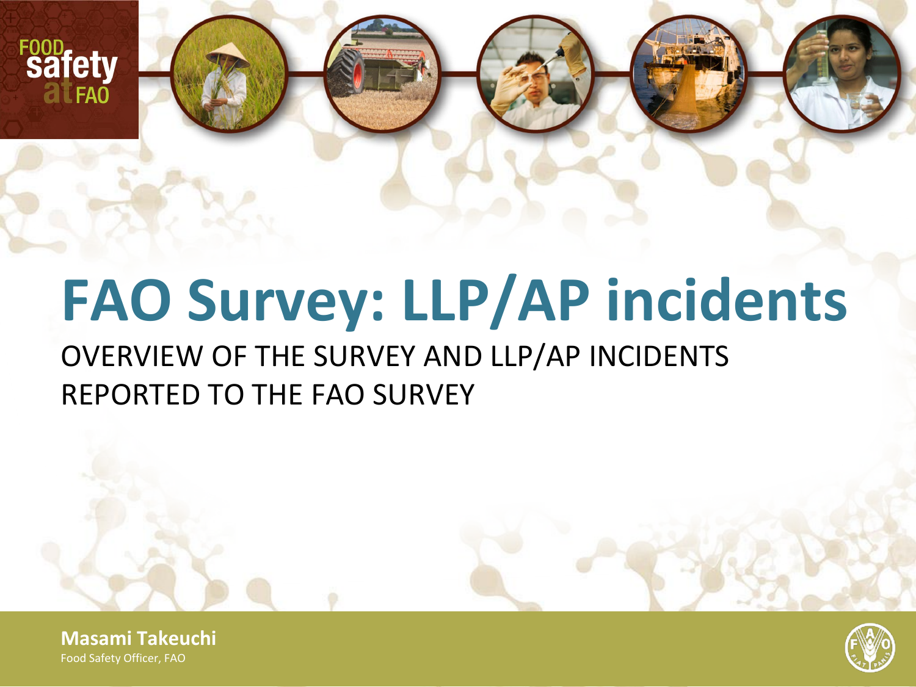FOOD safety at FAO

# FAO Survey: LLP/AP incidents

OVERVIEW OF THE SURVEY AND LLP/AP INCIDENTS REPORTED TO THE FAO SURVEY

**Masami Takeuchi**
Food Safety Officer, FAO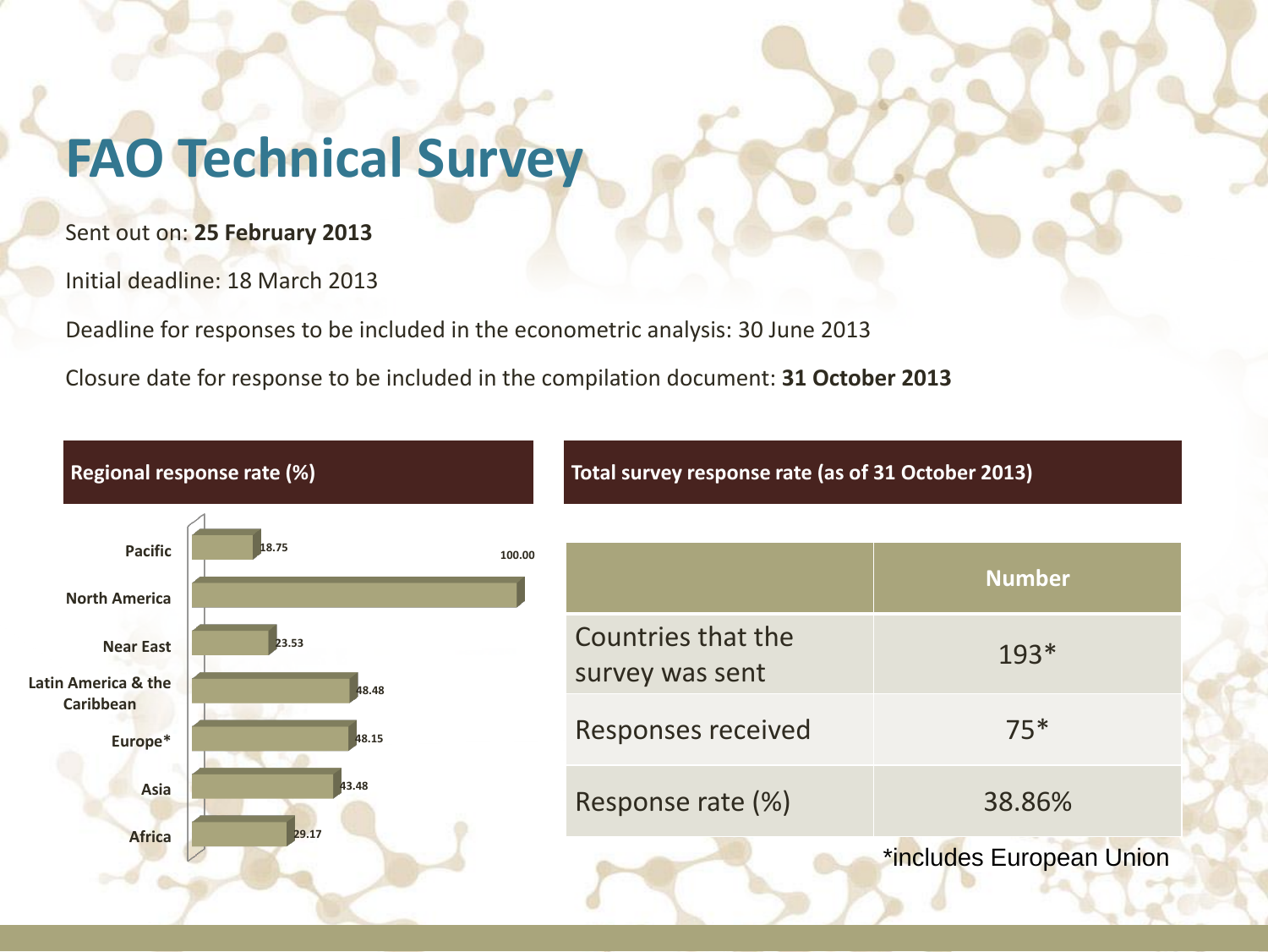# FAO Technical Survey

Sent out on: **25 February 2013**

Initial deadline: 18 March 2013

Deadline for responses to be included in the econometric analysis: 30 June 2013

Closure date for response to be included in the compilation document: **31 October 2013**

**Regional response rate (%)**

| Region | Response rate (%) |
|---|---|
| Pacific | 18.75 |
| North America | 100.00 |
| Near East | 23.53 |
| Latin America & the Caribbean | 48.48 |
| Europe* | 48.15 |
| Asia | 43.48 |
| Africa | 29.17 |

**Total survey response rate (as of 31 October 2013)**

| | Number |
|---|---|
| Countries that the survey was sent | 193* |
| Responses received | 75* |
| Response rate (%) | 38.86% |

*includes European Union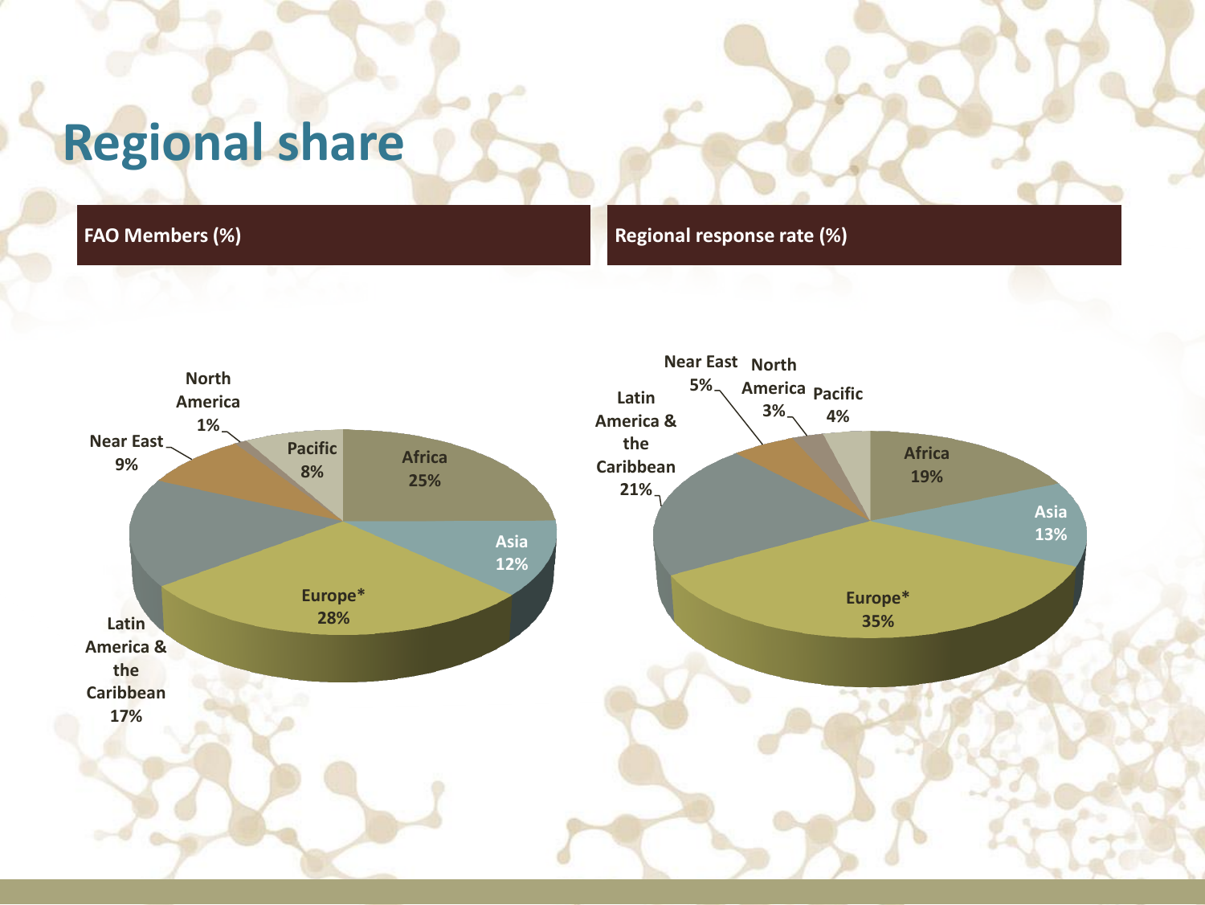# Regional share

**FAO Members (%)**

- Africa 25%
- Asia 12%
- Europe* 28%
- Latin America & the Caribbean 17%
- Near East 9%
- North America 1%
- Pacific 8%

**Regional response rate (%)**

- Africa 19%
- Asia 13%
- Europe* 35%
- Latin America & the Caribbean 21%
- Near East 5%
- North America 3%
- Pacific 4%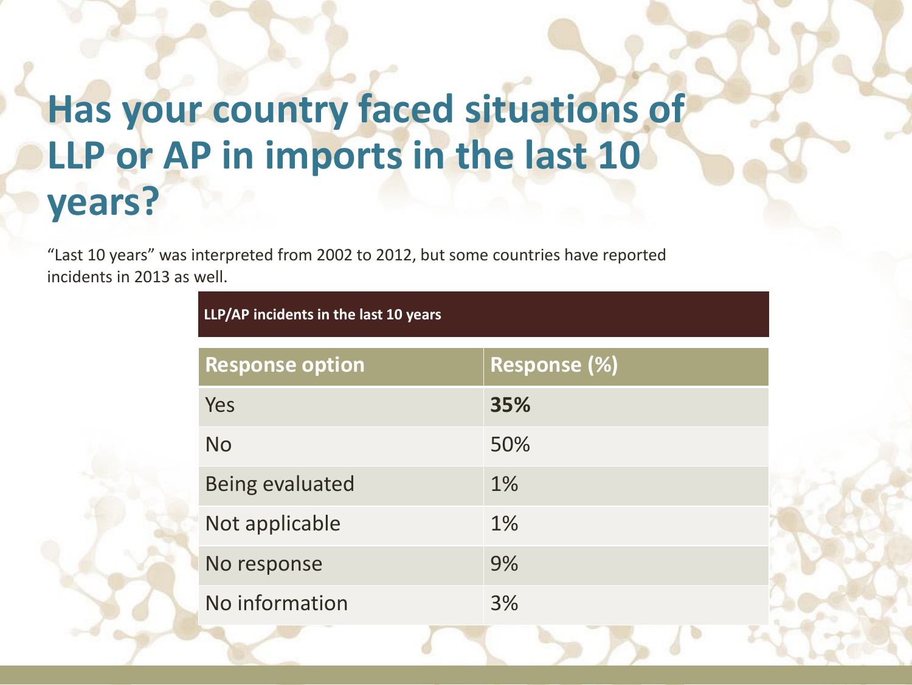# Has your country faced situations of LLP or AP in imports in the last 10 years?

"Last 10 years" was interpreted from 2002 to 2012, but some countries have reported incidents in 2013 as well.

**LLP/AP incidents in the last 10 years**

| Response option | Response (%) |
|---|---|
| Yes | **35%** |
| No | 50% |
| Being evaluated | 1% |
| Not applicable | 1% |
| No response | 9% |
| No information | 3% |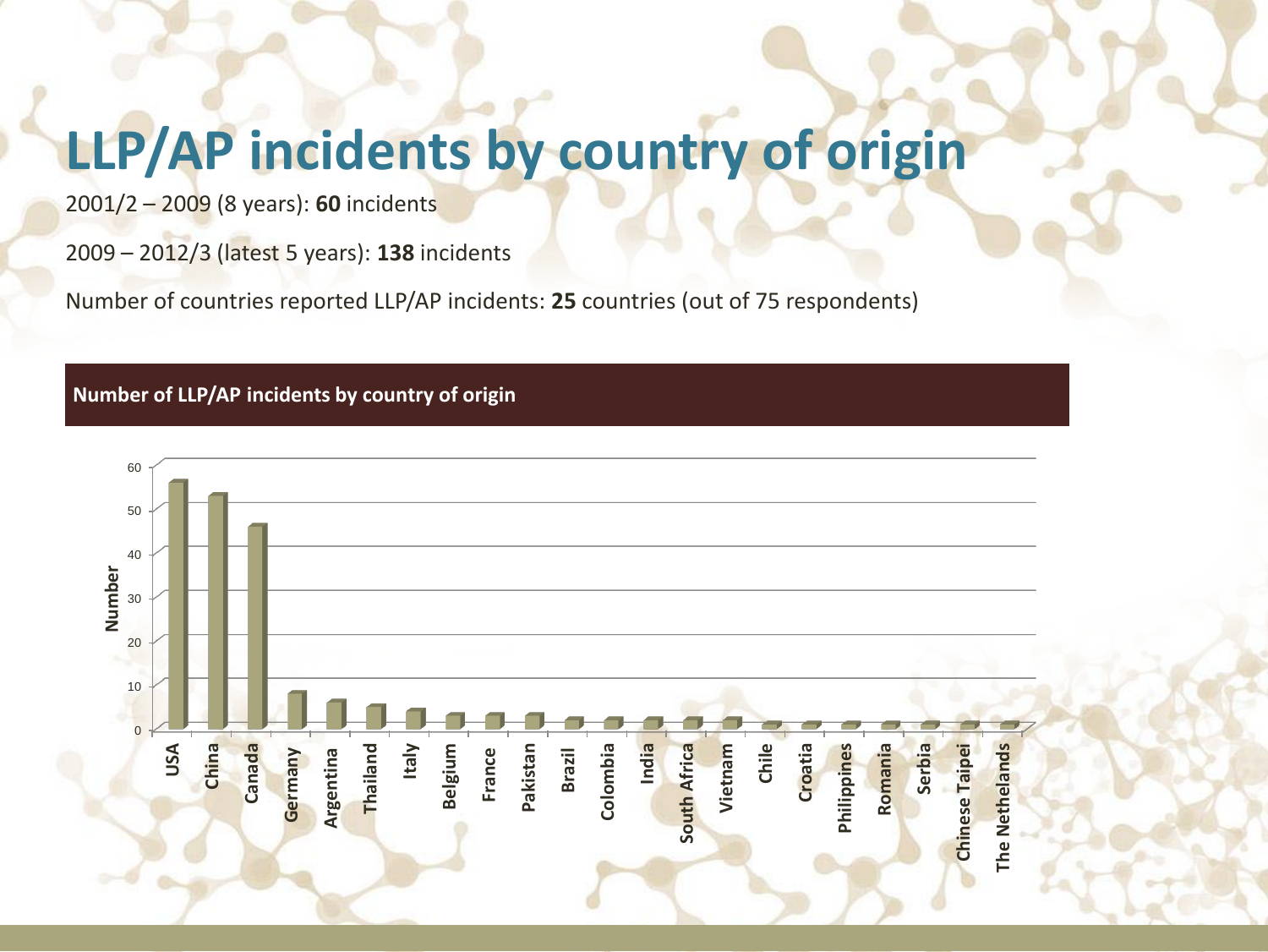# LLP/AP incidents by country of origin

2001/2 – 2009 (8 years): **60** incidents

2009 – 2012/3 (latest 5 years): **138** incidents

Number of countries reported LLP/AP incidents: **25** countries (out of 75 respondents)

**Number of LLP/AP incidents by country of origin**

| Country | Number |
| --- | --- |
| USA | 56 |
| China | 53 |
| Canada | 46 |
| Germany | 8 |
| Argentina | 6 |
| Thailand | 5 |
| Italy | 4 |
| Belgium | 3 |
| France | 3 |
| Pakistan | 3 |
| Brazil | 2 |
| Colombia | 2 |
| India | 2 |
| South Africa | 2 |
| Vietnam | 2 |
| Chile | 1 |
| Croatia | 1 |
| Philippines | 1 |
| Romania | 1 |
| Serbia | 1 |
| Chinese Taipei | 1 |
| The Nethelands | 1 |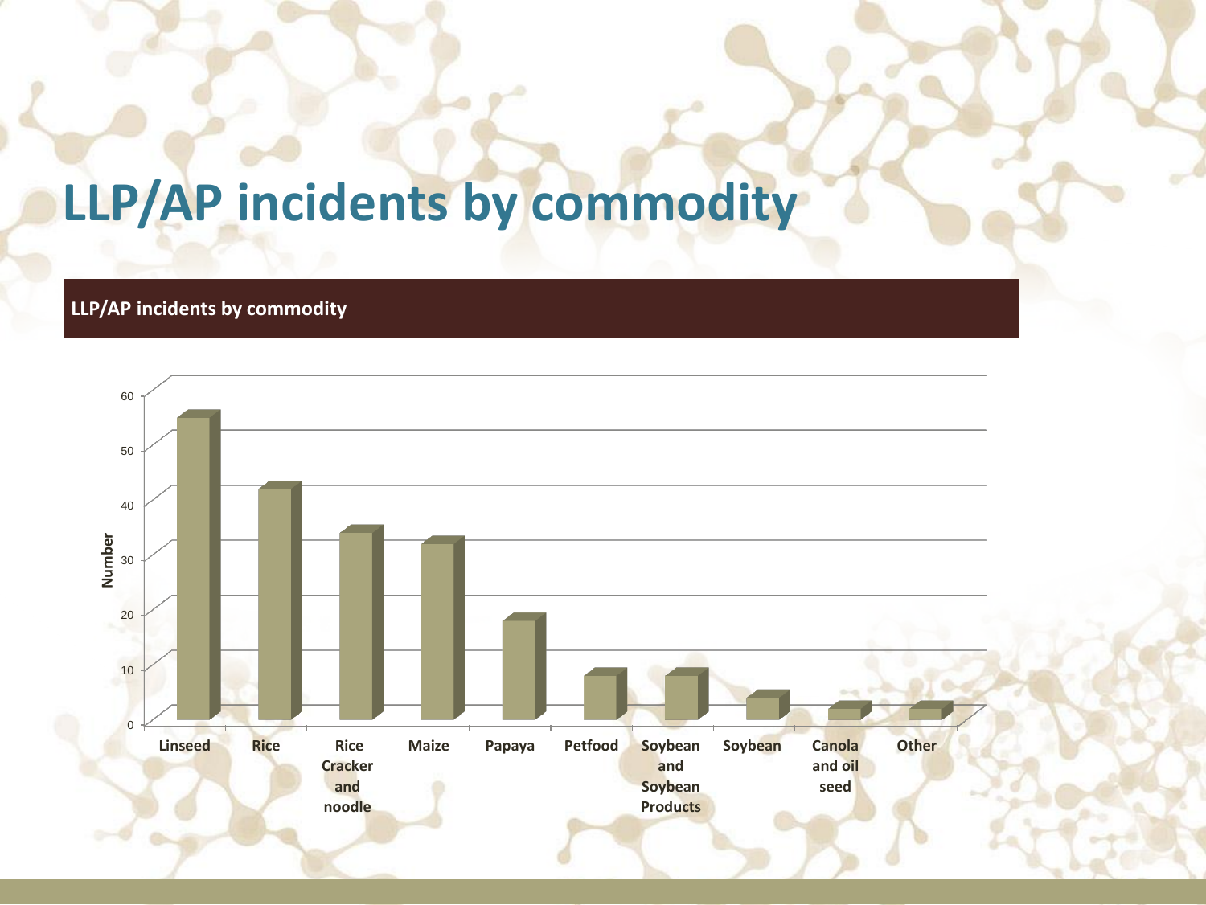# LLP/AP incidents by commodity

**LLP/AP incidents by commodity**

Number

| Commodity | Number |
| --- | --- |
| Linseed | 55 |
| Rice | 42 |
| Rice Cracker and noodle | 34 |
| Maize | 32 |
| Papaya | 18 |
| Petfood | 8 |
| Soybean and Soybean Products | 8 |
| Soybean | 4 |
| Canola and oil seed | 2 |
| Other | 2 |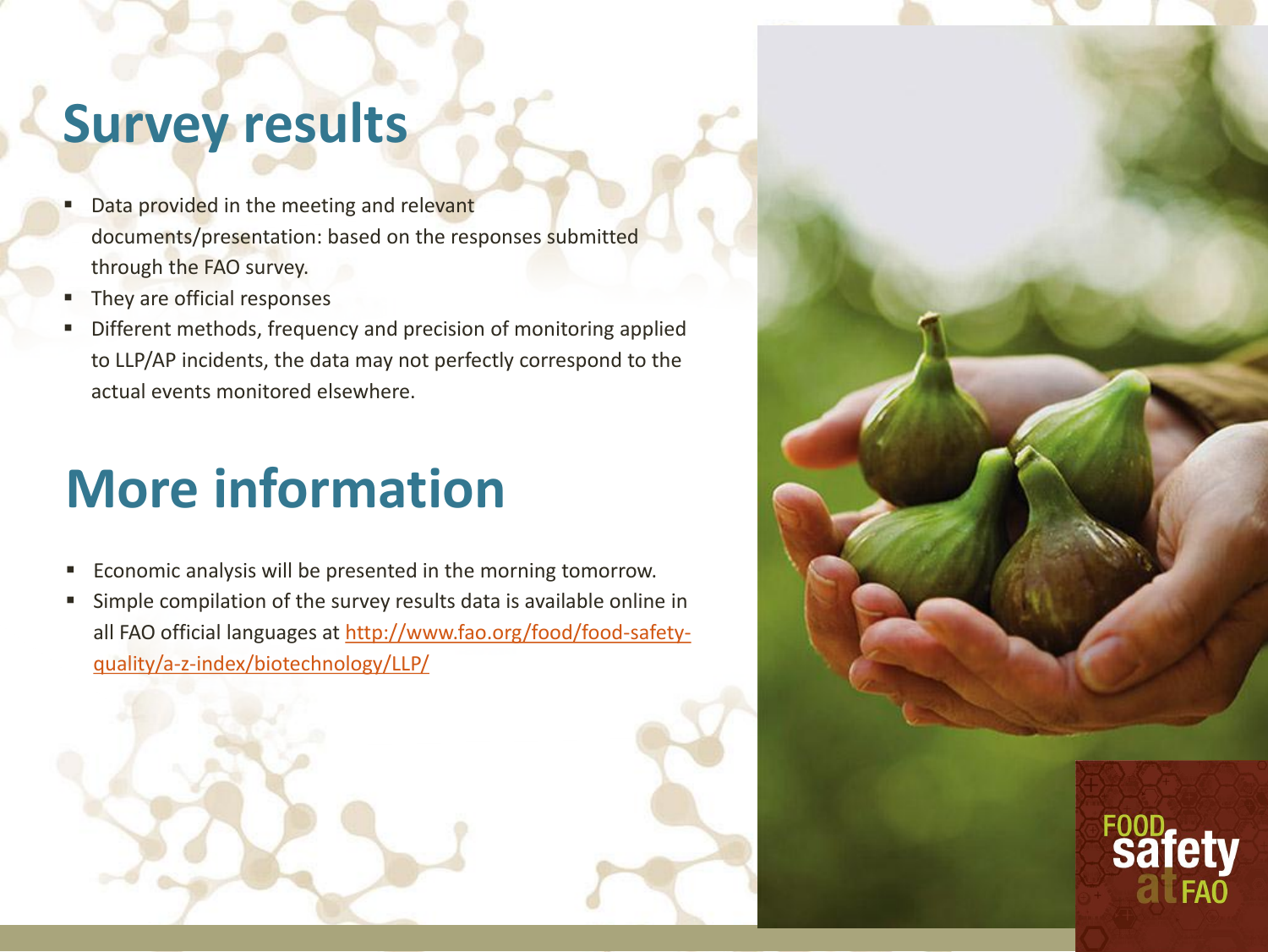# Survey results

- Data provided in the meeting and relevant documents/presentation: based on the responses submitted through the FAO survey.
- They are official responses
- Different methods, frequency and precision of monitoring applied to LLP/AP incidents, the data may not perfectly correspond to the actual events monitored elsewhere.

# More information

- Economic analysis will be presented in the morning tomorrow.
- Simple compilation of the survey results data is available online in all FAO official languages at [http://www.fao.org/food/food-safety-quality/a-z-index/biotechnology/LLP/](http://www.fao.org/food/food-safety-quality/a-z-index/biotechnology/LLP/)